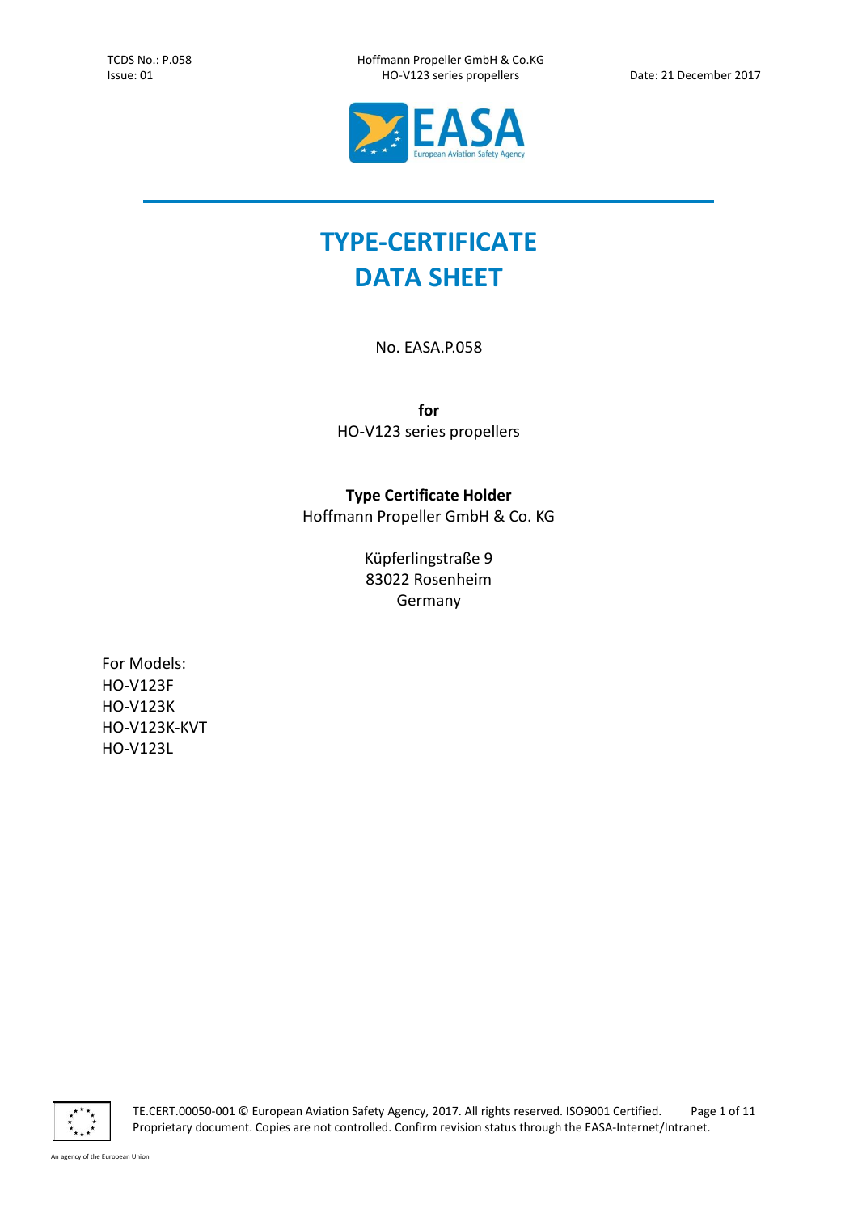# TYPE-CERTIFICATE DATA SHEET

No. EASA.P.058

**for**
HO-V123 series propellers

**Type Certificate Holder**
Hoffmann Propeller GmbH & Co. KG

Küpferlingstraße 9
83022 Rosenheim
Germany

For Models:
HO-V123F
HO-V123K
HO-V123K-KVT
HO-V123L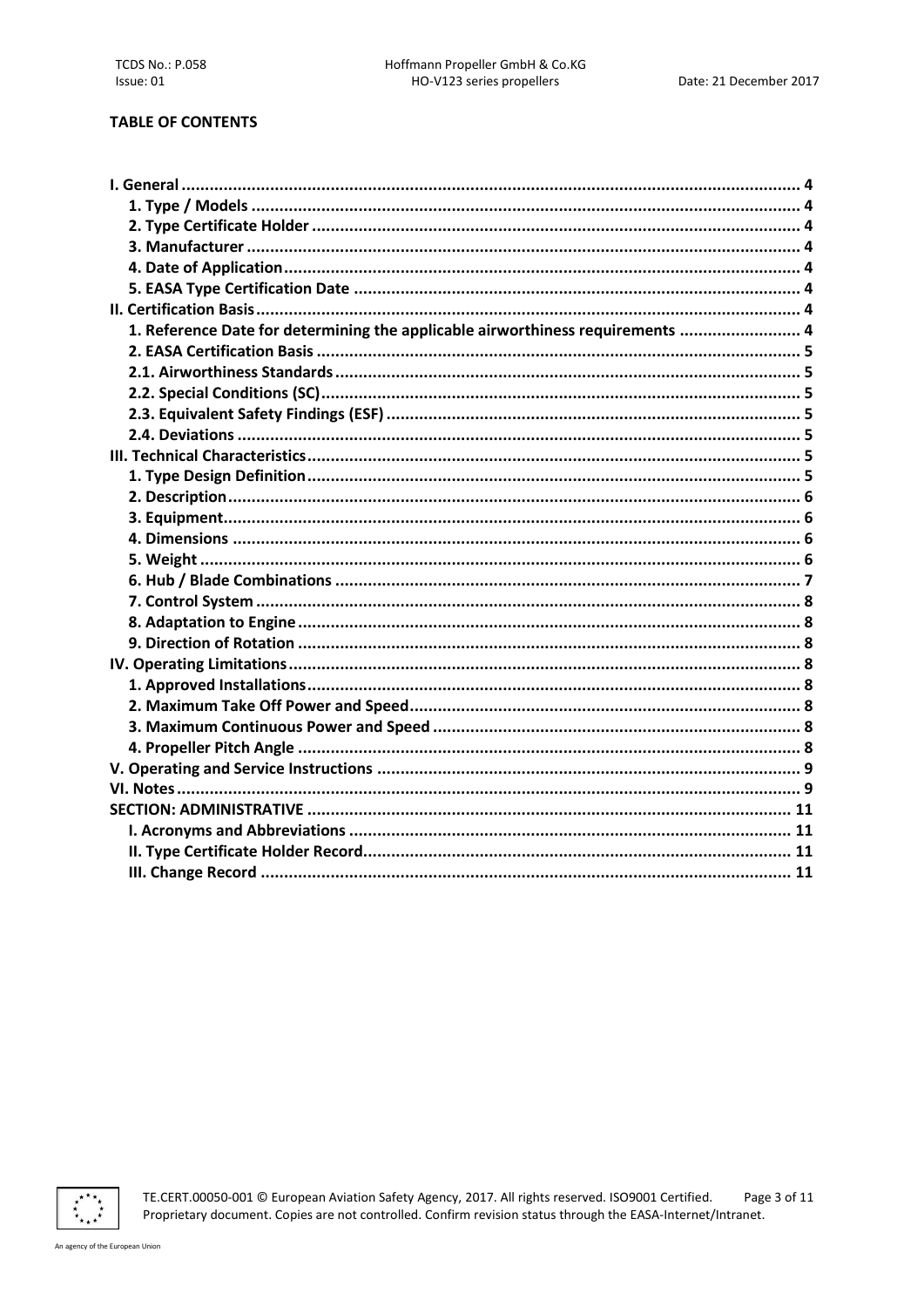**TABLE OF CONTENTS**

- I. General ........ 4
  - 1. Type / Models ........ 4
  - 2. Type Certificate Holder ........ 4
  - 3. Manufacturer ........ 4
  - 4. Date of Application ........ 4
  - 5. EASA Type Certification Date ........ 4
- II. Certification Basis ........ 4
  - 1. Reference Date for determining the applicable airworthiness requirements ........ 4
  - 2. EASA Certification Basis ........ 5
  - 2.1. Airworthiness Standards ........ 5
  - 2.2. Special Conditions (SC) ........ 5
  - 2.3. Equivalent Safety Findings (ESF) ........ 5
  - 2.4. Deviations ........ 5
- III. Technical Characteristics ........ 5
  - 1. Type Design Definition ........ 5
  - 2. Description ........ 6
  - 3. Equipment ........ 6
  - 4. Dimensions ........ 6
  - 5. Weight ........ 6
  - 6. Hub / Blade Combinations ........ 7
  - 7. Control System ........ 8
  - 8. Adaptation to Engine ........ 8
  - 9. Direction of Rotation ........ 8
- IV. Operating Limitations ........ 8
  - 1. Approved Installations ........ 8
  - 2. Maximum Take Off Power and Speed ........ 8
  - 3. Maximum Continuous Power and Speed ........ 8
  - 4. Propeller Pitch Angle ........ 8
- V. Operating and Service Instructions ........ 9
- VI. Notes ........ 9
- SECTION: ADMINISTRATIVE ........ 11
  - I. Acronyms and Abbreviations ........ 11
  - II. Type Certificate Holder Record ........ 11
  - III. Change Record ........ 11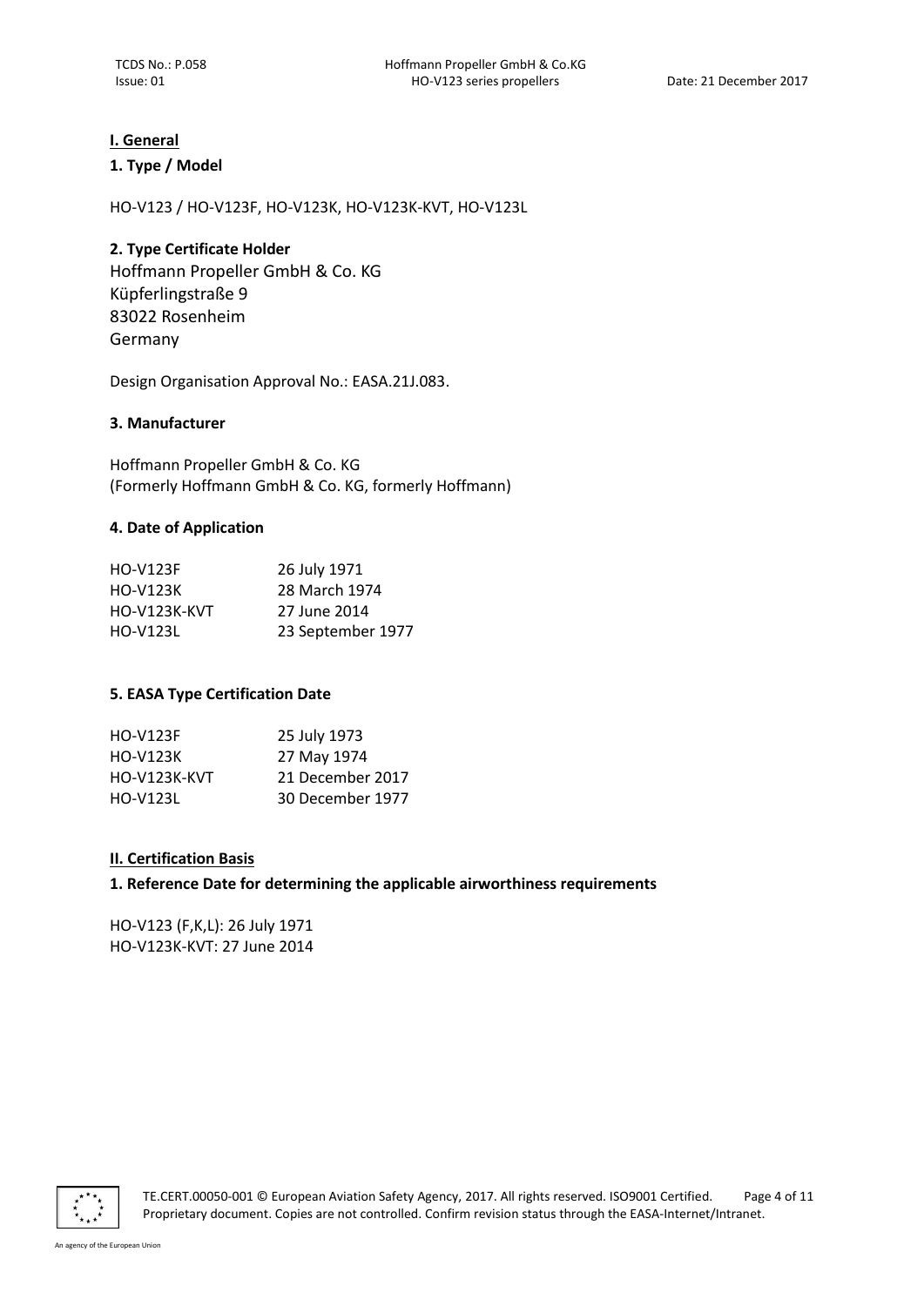## I. General

### 1. Type / Model

HO-V123 / HO-V123F, HO-V123K, HO-V123K-KVT, HO-V123L

### 2. Type Certificate Holder

Hoffmann Propeller GmbH & Co. KG
Küpferlingstraße 9
83022 Rosenheim
Germany

Design Organisation Approval No.: EASA.21J.083.

### 3. Manufacturer

Hoffmann Propeller GmbH & Co. KG
(Formerly Hoffmann GmbH & Co. KG, formerly Hoffmann)

### 4. Date of Application

| | |
|---|---|
| HO-V123F | 26 July 1971 |
| HO-V123K | 28 March 1974 |
| HO-V123K-KVT | 27 June 2014 |
| HO-V123L | 23 September 1977 |

### 5. EASA Type Certification Date

| | |
|---|---|
| HO-V123F | 25 July 1973 |
| HO-V123K | 27 May 1974 |
| HO-V123K-KVT | 21 December 2017 |
| HO-V123L | 30 December 1977 |

## II. Certification Basis

### 1. Reference Date for determining the applicable airworthiness requirements

HO-V123 (F,K,L): 26 July 1971
HO-V123K-KVT: 27 June 2014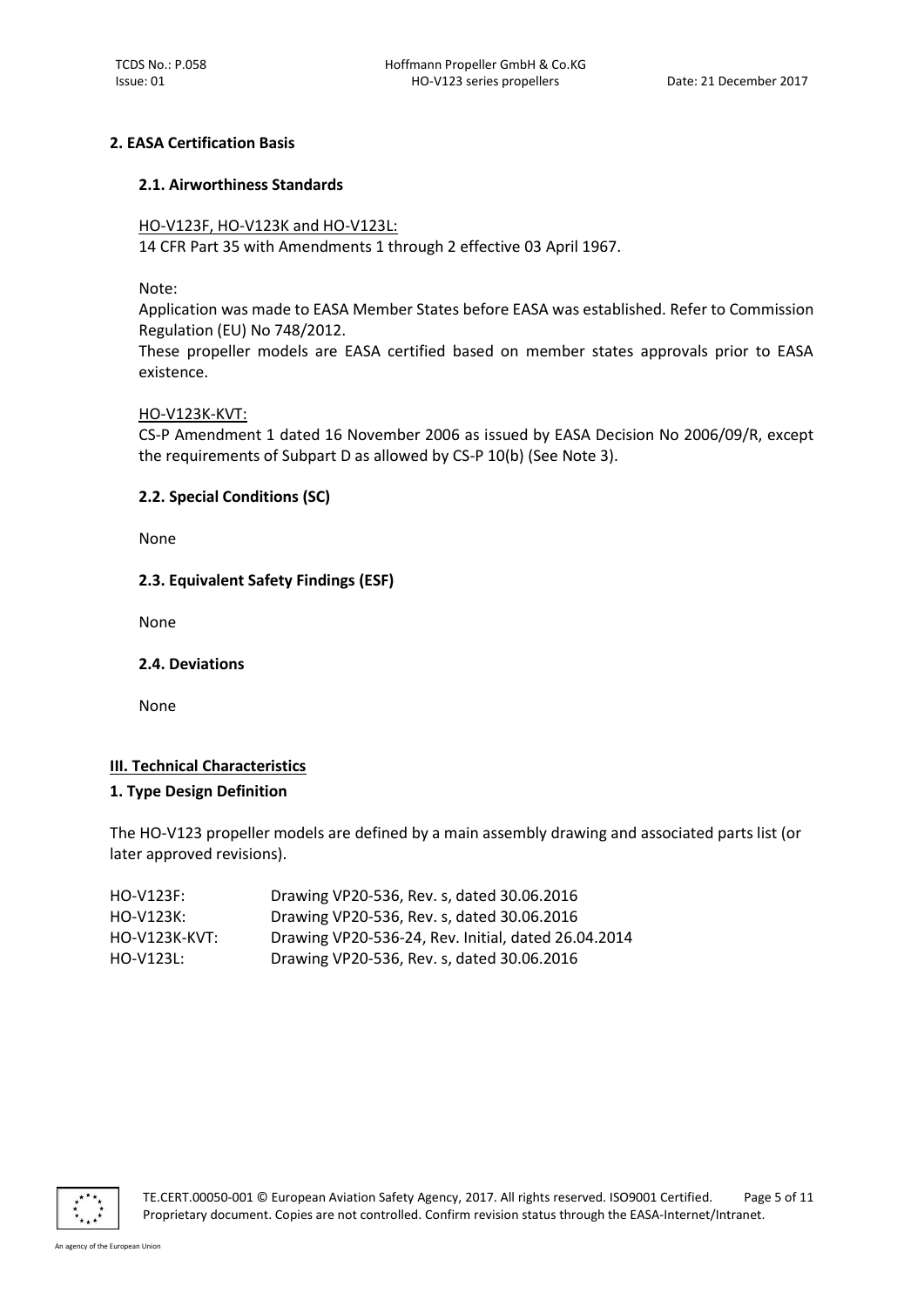## 2. EASA Certification Basis

### 2.1. Airworthiness Standards

HO-V123F, HO-V123K and HO-V123L:
14 CFR Part 35 with Amendments 1 through 2 effective 03 April 1967.

Note:
Application was made to EASA Member States before EASA was established. Refer to Commission Regulation (EU) No 748/2012.
These propeller models are EASA certified based on member states approvals prior to EASA existence.

HO-V123K-KVT:
CS-P Amendment 1 dated 16 November 2006 as issued by EASA Decision No 2006/09/R, except the requirements of Subpart D as allowed by CS-P 10(b) (See Note 3).

### 2.2. Special Conditions (SC)

None

### 2.3. Equivalent Safety Findings (ESF)

None

### 2.4. Deviations

None

## III. Technical Characteristics

### 1. Type Design Definition

The HO-V123 propeller models are defined by a main assembly drawing and associated parts list (or later approved revisions).

| | |
|---|---|
| HO-V123F: | Drawing VP20-536, Rev. s, dated 30.06.2016 |
| HO-V123K: | Drawing VP20-536, Rev. s, dated 30.06.2016 |
| HO-V123K-KVT: | Drawing VP20-536-24, Rev. Initial, dated 26.04.2014 |
| HO-V123L: | Drawing VP20-536, Rev. s, dated 30.06.2016 |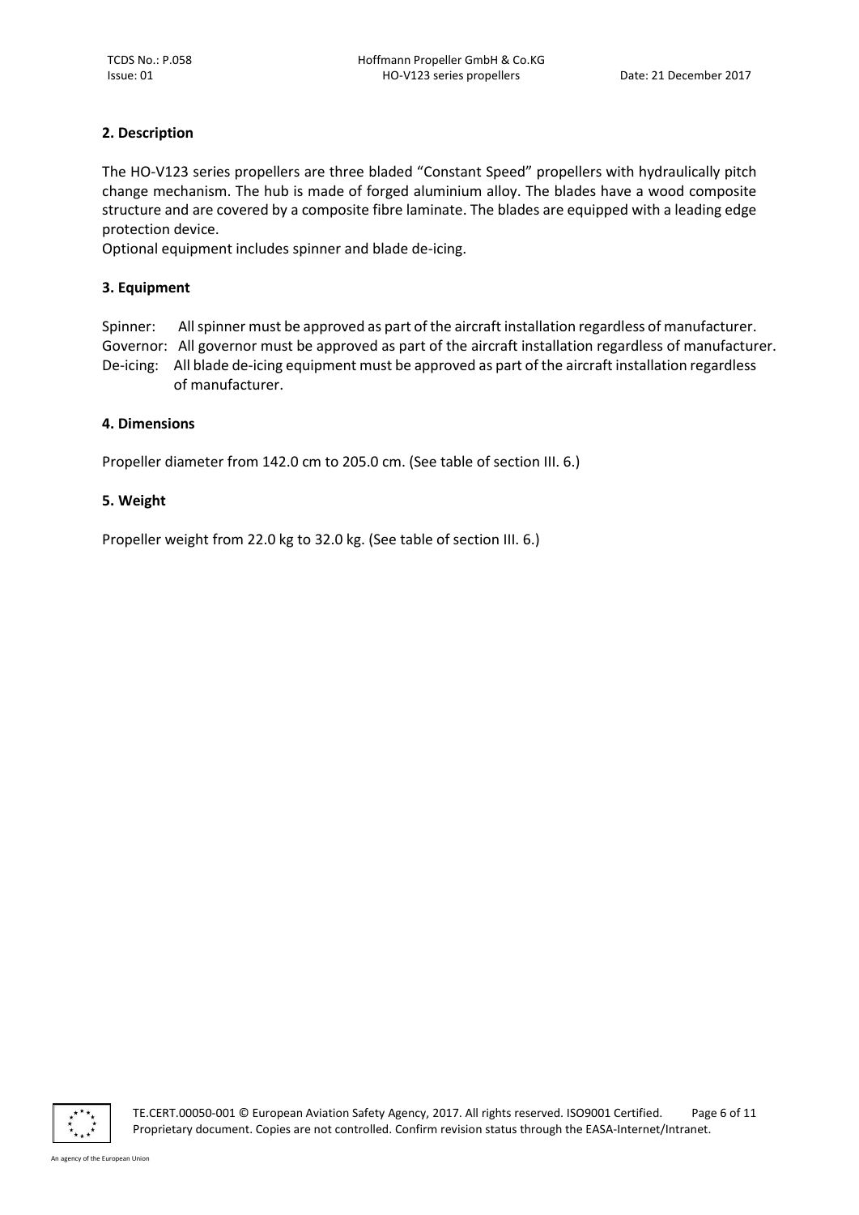## 2. Description

The HO-V123 series propellers are three bladed "Constant Speed" propellers with hydraulically pitch change mechanism. The hub is made of forged aluminium alloy. The blades have a wood composite structure and are covered by a composite fibre laminate. The blades are equipped with a leading edge protection device.
Optional equipment includes spinner and blade de-icing.

## 3. Equipment

Spinner: All spinner must be approved as part of the aircraft installation regardless of manufacturer.
Governor: All governor must be approved as part of the aircraft installation regardless of manufacturer.
De-icing: All blade de-icing equipment must be approved as part of the aircraft installation regardless of manufacturer.

## 4. Dimensions

Propeller diameter from 142.0 cm to 205.0 cm. (See table of section III. 6.)

## 5. Weight

Propeller weight from 22.0 kg to 32.0 kg. (See table of section III. 6.)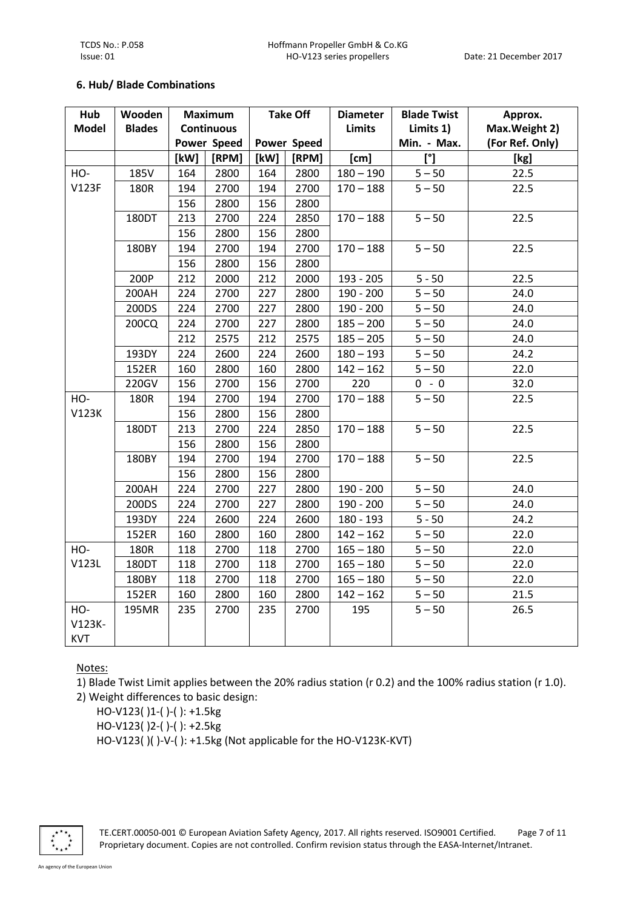### 6. Hub/ Blade Combinations

| Hub Model | Wooden Blades | Maximum Continuous Power | Maximum Continuous Speed | Take Off Power | Take Off Speed | Diameter Limits | Blade Twist Limits 1) Min. - Max. | Approx. Max.Weight 2) (For Ref. Only) |
|---|---|---|---|---|---|---|---|---|
| | | [kW] | [RPM] | [kW] | [RPM] | [cm] | [°] | [kg] |
| HO-V123F | 185V | 164 | 2800 | 164 | 2800 | 180 – 190 | 5 – 50 | 22.5 |
| | 180R | 194 | 2700 | 194 | 2700 | 170 – 188 | 5 – 50 | 22.5 |
| | | 156 | 2800 | 156 | 2800 | | | |
| | 180DT | 213 | 2700 | 224 | 2850 | 170 – 188 | 5 – 50 | 22.5 |
| | | 156 | 2800 | 156 | 2800 | | | |
| | 180BY | 194 | 2700 | 194 | 2700 | 170 – 188 | 5 – 50 | 22.5 |
| | | 156 | 2800 | 156 | 2800 | | | |
| | 200P | 212 | 2000 | 212 | 2000 | 193 - 205 | 5 - 50 | 22.5 |
| | 200AH | 224 | 2700 | 227 | 2800 | 190 - 200 | 5 – 50 | 24.0 |
| | 200DS | 224 | 2700 | 227 | 2800 | 190 - 200 | 5 – 50 | 24.0 |
| | 200CQ | 224 | 2700 | 227 | 2800 | 185 – 200 | 5 – 50 | 24.0 |
| | | 212 | 2575 | 212 | 2575 | 185 – 205 | 5 – 50 | 24.0 |
| | 193DY | 224 | 2600 | 224 | 2600 | 180 – 193 | 5 – 50 | 24.2 |
| | 152ER | 160 | 2800 | 160 | 2800 | 142 – 162 | 5 – 50 | 22.0 |
| | 220GV | 156 | 2700 | 156 | 2700 | 220 | 0 - 0 | 32.0 |
| HO-V123K | 180R | 194 | 2700 | 194 | 2700 | 170 – 188 | 5 – 50 | 22.5 |
| | | 156 | 2800 | 156 | 2800 | | | |
| | 180DT | 213 | 2700 | 224 | 2850 | 170 – 188 | 5 – 50 | 22.5 |
| | | 156 | 2800 | 156 | 2800 | | | |
| | 180BY | 194 | 2700 | 194 | 2700 | 170 – 188 | 5 – 50 | 22.5 |
| | | 156 | 2800 | 156 | 2800 | | | |
| | 200AH | 224 | 2700 | 227 | 2800 | 190 - 200 | 5 – 50 | 24.0 |
| | 200DS | 224 | 2700 | 227 | 2800 | 190 - 200 | 5 – 50 | 24.0 |
| | 193DY | 224 | 2600 | 224 | 2600 | 180 - 193 | 5 - 50 | 24.2 |
| | 152ER | 160 | 2800 | 160 | 2800 | 142 – 162 | 5 – 50 | 22.0 |
| HO-V123L | 180R | 118 | 2700 | 118 | 2700 | 165 – 180 | 5 – 50 | 22.0 |
| | 180DT | 118 | 2700 | 118 | 2700 | 165 – 180 | 5 – 50 | 22.0 |
| | 180BY | 118 | 2700 | 118 | 2700 | 165 – 180 | 5 – 50 | 22.0 |
| | 152ER | 160 | 2800 | 160 | 2800 | 142 – 162 | 5 – 50 | 21.5 |
| HO-V123K-KVT | 195MR | 235 | 2700 | 235 | 2700 | 195 | 5 – 50 | 26.5 |

Notes:

1) Blade Twist Limit applies between the 20% radius station (r 0.2) and the 100% radius station (r 1.0).

2) Weight differences to basic design:

HO-V123( )1-( )-( ): +1.5kg

HO-V123( )2-( )-( ): +2.5kg

HO-V123( )( )-V-( ): +1.5kg (Not applicable for the HO-V123K-KVT)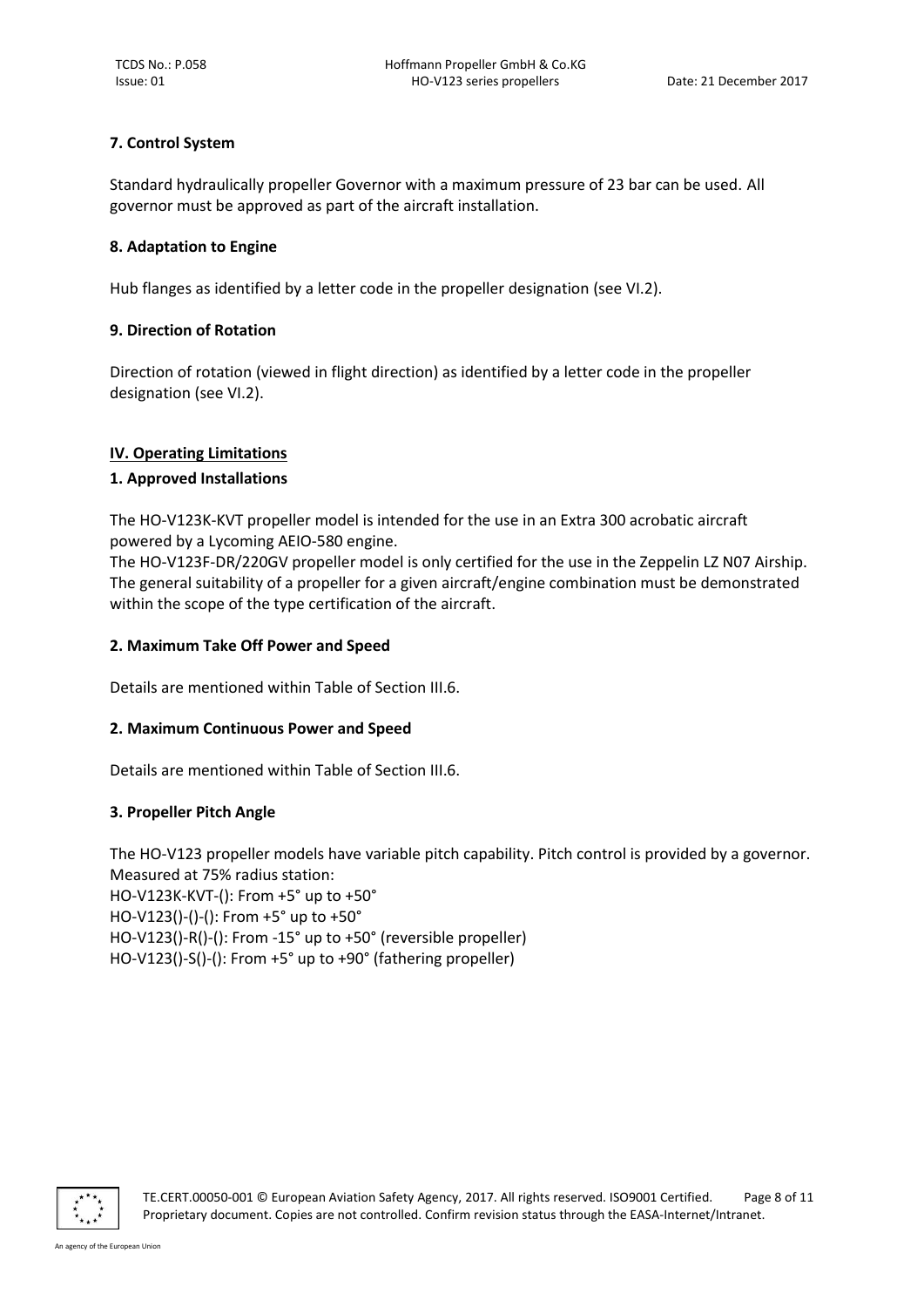### 7. Control System

Standard hydraulically propeller Governor with a maximum pressure of 23 bar can be used. All governor must be approved as part of the aircraft installation.

### 8. Adaptation to Engine

Hub flanges as identified by a letter code in the propeller designation (see VI.2).

### 9. Direction of Rotation

Direction of rotation (viewed in flight direction) as identified by a letter code in the propeller designation (see VI.2).

## IV. Operating Limitations

### 1. Approved Installations

The HO-V123K-KVT propeller model is intended for the use in an Extra 300 acrobatic aircraft powered by a Lycoming AEIO-580 engine.
The HO-V123F-DR/220GV propeller model is only certified for the use in the Zeppelin LZ N07 Airship.
The general suitability of a propeller for a given aircraft/engine combination must be demonstrated within the scope of the type certification of the aircraft.

### 2. Maximum Take Off Power and Speed

Details are mentioned within Table of Section III.6.

### 2. Maximum Continuous Power and Speed

Details are mentioned within Table of Section III.6.

### 3. Propeller Pitch Angle

The HO-V123 propeller models have variable pitch capability. Pitch control is provided by a governor.
Measured at 75% radius station:
HO-V123K-KVT-(): From +5° up to +50°
HO-V123()-()-(): From +5° up to +50°
HO-V123()-R()-(): From -15° up to +50° (reversible propeller)
HO-V123()-S()-(): From +5° up to +90° (fathering propeller)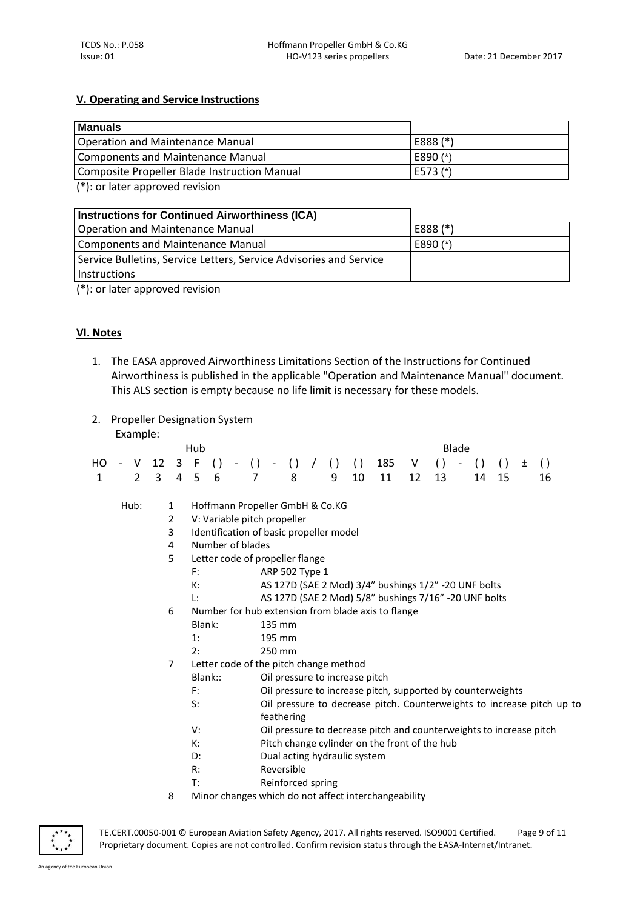## V. Operating and Service Instructions

| Manuals | |
|---|---|
| Operation and Maintenance Manual | E888 (*) |
| Components and Maintenance Manual | E890 (*) |
| Composite Propeller Blade Instruction Manual | E573 (*) |

(*): or later approved revision

| Instructions for Continued Airworthiness (ICA) | |
|---|---|
| Operation and Maintenance Manual | E888 (*) |
| Components and Maintenance Manual | E890 (*) |
| Service Bulletins, Service Letters, Service Advisories and Service Instructions | |

(*): or later approved revision

## VI. Notes

1. The EASA approved Airworthiness Limitations Section of the Instructions for Continued Airworthiness is published in the applicable "Operation and Maintenance Manual" document. This ALS section is empty because no life limit is necessary for these models.

2. Propeller Designation System
   Example:

```
                        Hub                                                  Blade
HO  -  V  12  3  F  ( )  -  ( )  -  ( )  /  ( )  ( )  185  V  ( )  -  ( )  ( )  ±  ( )
1      2   3  4  5   6       7       8         9   10   11   12  13       14   15      16
```

Hub:

1. Hoffmann Propeller GmbH & Co.KG
2. V: Variable pitch propeller
3. Identification of basic propeller model
4. Number of blades
5. Letter code of propeller flange
   - F: ARP 502 Type 1
   - K: AS 127D (SAE 2 Mod) 3/4" bushings 1/2" -20 UNF bolts
   - L: AS 127D (SAE 2 Mod) 5/8" bushings 7/16" -20 UNF bolts
6. Number for hub extension from blade axis to flange
   - Blank: 135 mm
   - 1: 195 mm
   - 2: 250 mm
7. Letter code of the pitch change method
   - Blank:: Oil pressure to increase pitch
   - F: Oil pressure to increase pitch, supported by counterweights
   - S: Oil pressure to decrease pitch. Counterweights to increase pitch up to feathering
   - V: Oil pressure to decrease pitch and counterweights to increase pitch
   - K: Pitch change cylinder on the front of the hub
   - D: Dual acting hydraulic system
   - R: Reversible
   - T: Reinforced spring
8. Minor changes which do not affect interchangeability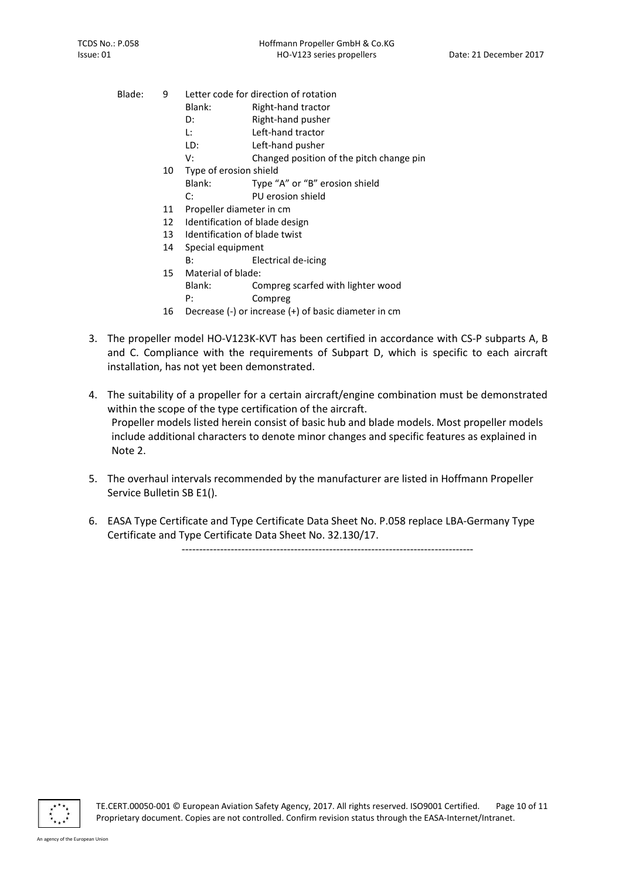Blade:

9 Letter code for direction of rotation

| | |
|---|---|
| Blank: | Right-hand tractor |
| D: | Right-hand pusher |
| L: | Left-hand tractor |
| LD: | Left-hand pusher |
| V: | Changed position of the pitch change pin |

10 Type of erosion shield

| | |
|---|---|
| Blank: | Type “A” or “B” erosion shield |
| C: | PU erosion shield |

11 Propeller diameter in cm

12 Identification of blade design

13 Identification of blade twist

14 Special equipment

| | |
|---|---|
| B: | Electrical de-icing |

15 Material of blade:

| | |
|---|---|
| Blank: | Compreg scarfed with lighter wood |
| P: | Compreg |

16 Decrease (-) or increase (+) of basic diameter in cm

3. The propeller model HO-V123K-KVT has been certified in accordance with CS-P subparts A, B and C. Compliance with the requirements of Subpart D, which is specific to each aircraft installation, has not yet been demonstrated.

4. The suitability of a propeller for a certain aircraft/engine combination must be demonstrated within the scope of the type certification of the aircraft.
   Propeller models listed herein consist of basic hub and blade models. Most propeller models include additional characters to denote minor changes and specific features as explained in Note 2.

5. The overhaul intervals recommended by the manufacturer are listed in Hoffmann Propeller Service Bulletin SB E1().

6. EASA Type Certificate and Type Certificate Data Sheet No. P.058 replace LBA-Germany Type Certificate and Type Certificate Data Sheet No. 32.130/17.

-----------------------------------------------------------------------------------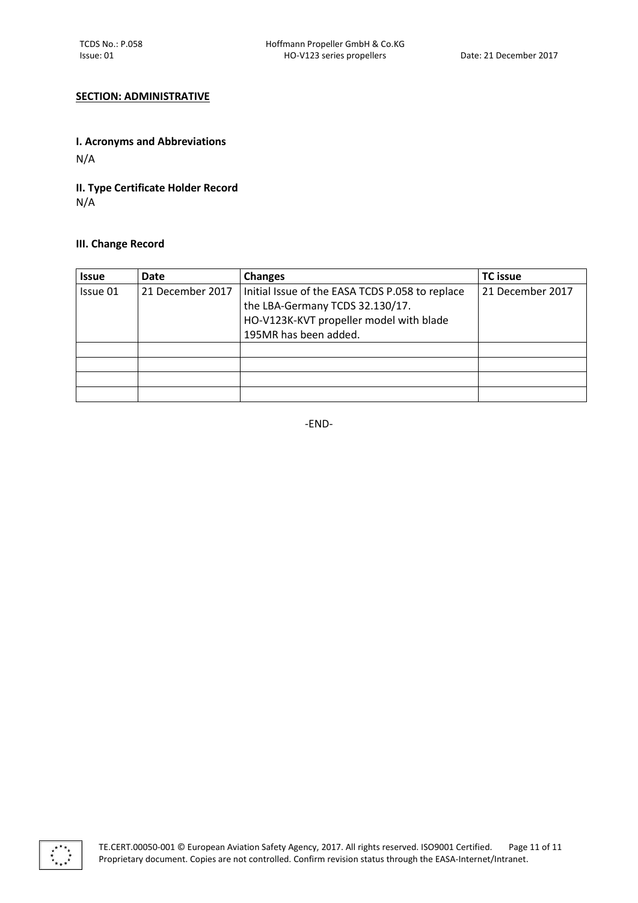**SECTION: ADMINISTRATIVE**

**I. Acronyms and Abbreviations**

N/A

**II. Type Certificate Holder Record**

N/A

**III. Change Record**

| Issue | Date | Changes | TC issue |
|---|---|---|---|
| Issue 01 | 21 December 2017 | Initial Issue of the EASA TCDS P.058 to replace the LBA-Germany TCDS 32.130/17. HO-V123K-KVT propeller model with blade 195MR has been added. | 21 December 2017 |
| | | | |
| | | | |
| | | | |
| | | | |

-END-